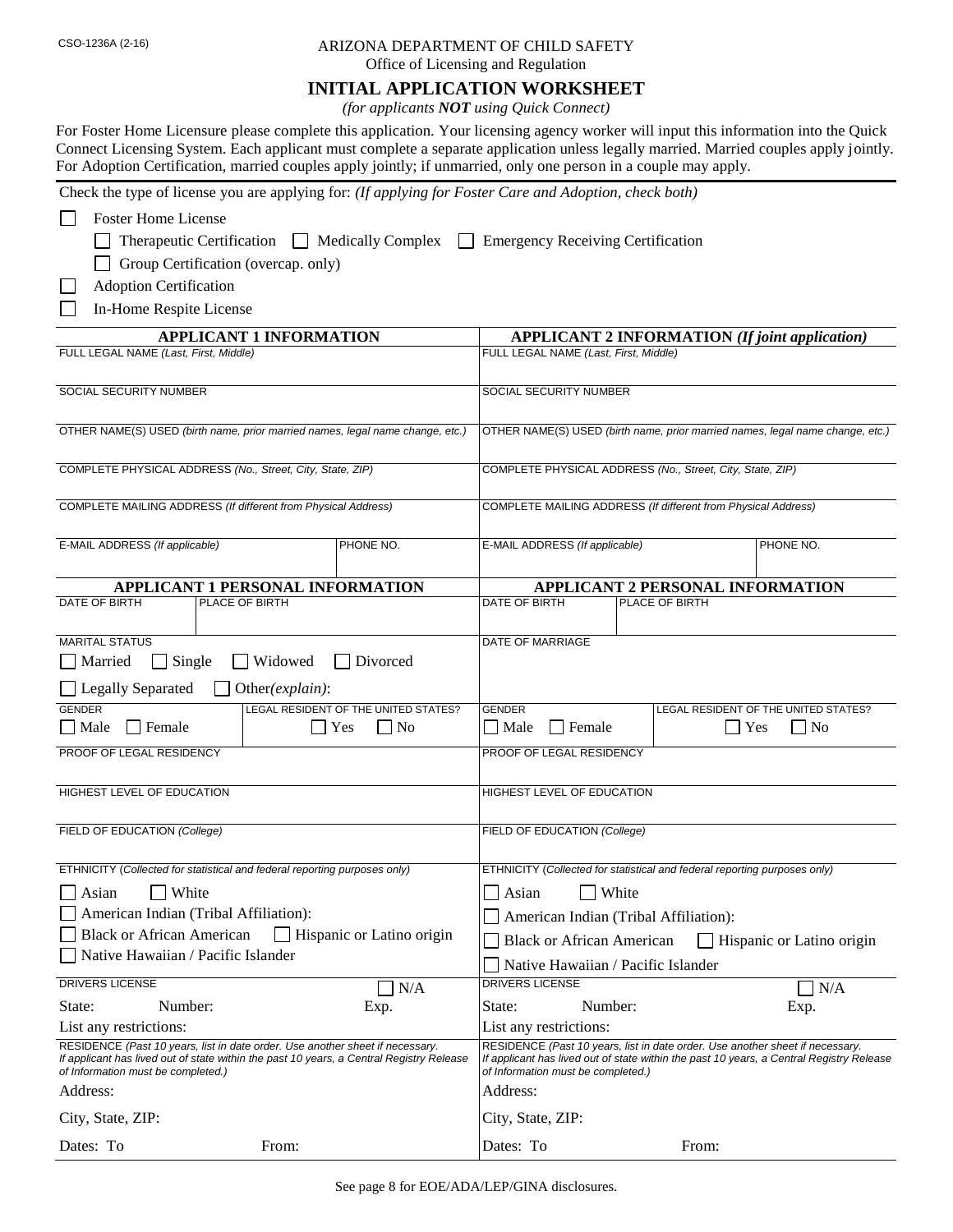CSO-1236A (2-16)

ARIZONA DEPARTMENT OF CHILD SAFETY
Office of Licensing and Regulation

# INITIAL APPLICATION WORKSHEET

*(for applicants* ***NOT*** *using Quick Connect)*

For Foster Home Licensure please complete this application. Your licensing agency worker will input this information into the Quick Connect Licensing System. Each applicant must complete a separate application unless legally married. Married couples apply jointly. For Adoption Certification, married couples apply jointly; if unmarried, only one person in a couple may apply.

Check the type of license you are applying for: *(If applying for Foster Care and Adoption, check both)*

- ☐ Foster Home License
  - ☐ Therapeutic Certification ☐ Medically Complex ☐ Emergency Receiving Certification
  - ☐ Group Certification (overcap. only)
- ☐ Adoption Certification
- ☐ In-Home Respite License

| APPLICANT 1 INFORMATION | APPLICANT 2 INFORMATION *(If joint application)* |
|---|---|
| FULL LEGAL NAME *(Last, First, Middle)* | FULL LEGAL NAME *(Last, First, Middle)* |
| SOCIAL SECURITY NUMBER | SOCIAL SECURITY NUMBER |
| OTHER NAME(S) USED *(birth name, prior married names, legal name change, etc.)* | OTHER NAME(S) USED *(birth name, prior married names, legal name change, etc.)* |
| COMPLETE PHYSICAL ADDRESS *(No., Street, City, State, ZIP)* | COMPLETE PHYSICAL ADDRESS *(No., Street, City, State, ZIP)* |
| COMPLETE MAILING ADDRESS *(If different from Physical Address)* | COMPLETE MAILING ADDRESS *(If different from Physical Address)* |
| E-MAIL ADDRESS *(If applicable)* / PHONE NO. | E-MAIL ADDRESS *(If applicable)* / PHONE NO. |

| APPLICANT 1 PERSONAL INFORMATION | APPLICANT 2 PERSONAL INFORMATION |
|---|---|
| DATE OF BIRTH / PLACE OF BIRTH | DATE OF BIRTH / PLACE OF BIRTH |
| MARITAL STATUS<br>☐ Married ☐ Single ☐ Widowed ☐ Divorced<br>☐ Legally Separated ☐ Other*(explain)*: | DATE OF MARRIAGE |
| GENDER ☐ Male ☐ Female / LEGAL RESIDENT OF THE UNITED STATES? ☐ Yes ☐ No | GENDER ☐ Male ☐ Female / LEGAL RESIDENT OF THE UNITED STATES? ☐ Yes ☐ No |
| PROOF OF LEGAL RESIDENCY | PROOF OF LEGAL RESIDENCY |
| HIGHEST LEVEL OF EDUCATION | HIGHEST LEVEL OF EDUCATION |
| FIELD OF EDUCATION *(College)* | FIELD OF EDUCATION *(College)* |
| ETHNICITY *(Collected for statistical and federal reporting purposes only)*<br>☐ Asian ☐ White<br>☐ American Indian (Tribal Affiliation):<br>☐ Black or African American ☐ Hispanic or Latino origin<br>☐ Native Hawaiian / Pacific Islander | ETHNICITY *(Collected for statistical and federal reporting purposes only)*<br>☐ Asian ☐ White<br>☐ American Indian (Tribal Affiliation):<br>☐ Black or African American ☐ Hispanic or Latino origin<br>☐ Native Hawaiian / Pacific Islander |
| DRIVERS LICENSE ☐ N/A<br>State: Number: Exp.<br>List any restrictions: | DRIVERS LICENSE ☐ N/A<br>State: Number: Exp.<br>List any restrictions: |
| RESIDENCE *(Past 10 years, list in date order. Use another sheet if necessary. If applicant has lived out of state within the past 10 years, a Central Registry Release of Information must be completed.)*<br>Address:<br>City, State, ZIP:<br>Dates: To From: | RESIDENCE *(Past 10 years, list in date order. Use another sheet if necessary. If applicant has lived out of state within the past 10 years, a Central Registry Release of Information must be completed.)*<br>Address:<br>City, State, ZIP:<br>Dates: To From: |

See page 8 for EOE/ADA/LEP/GINA disclosures.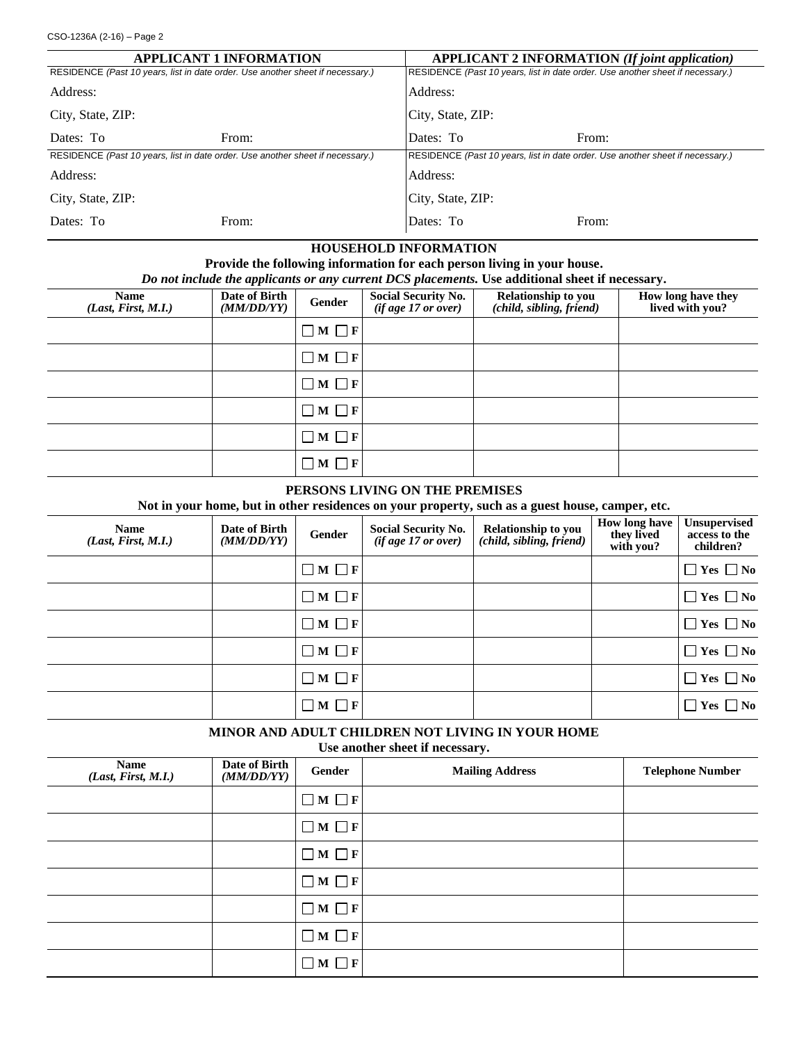| APPLICANT 1 INFORMATION | | APPLICANT 2 INFORMATION *(If joint application)* | |
|---|---|---|---|
| RESIDENCE *(Past 10 years, list in date order. Use another sheet if necessary.)* | | RESIDENCE *(Past 10 years, list in date order. Use another sheet if necessary.)* | |
| Address: | | Address: | |
| City, State, ZIP: | | City, State, ZIP: | |
| Dates: To | From: | Dates: To | From: |
| RESIDENCE *(Past 10 years, list in date order. Use another sheet if necessary.)* | | RESIDENCE *(Past 10 years, list in date order. Use another sheet if necessary.)* | |
| Address: | | Address: | |
| City, State, ZIP: | | City, State, ZIP: | |
| Dates: To | From: | Dates: To | From: |

## HOUSEHOLD INFORMATION

**Provide the following information for each person living in your house.**

***Do not include the applicants or any current DCS placements.* Use additional sheet if necessary.**

| Name *(Last, First, M.I.)* | Date of Birth *(MM/DD/YY)* | Gender | Social Security No. *(if age 17 or over)* | Relationship to you *(child, sibling, friend)* | How long have they lived with you? |
|---|---|---|---|---|---|
| | | ☐ M ☐ F | | | |
| | | ☐ M ☐ F | | | |
| | | ☐ M ☐ F | | | |
| | | ☐ M ☐ F | | | |
| | | ☐ M ☐ F | | | |
| | | ☐ M ☐ F | | | |

## PERSONS LIVING ON THE PREMISES

**Not in your home, but in other residences on your property, such as a guest house, camper, etc.**

| Name *(Last, First, M.I.)* | Date of Birth *(MM/DD/YY)* | Gender | Social Security No. *(if age 17 or over)* | Relationship to you *(child, sibling, friend)* | How long have they lived with you? | Unsupervised access to the children? |
|---|---|---|---|---|---|---|
| | | ☐ M ☐ F | | | | ☐ Yes ☐ No |
| | | ☐ M ☐ F | | | | ☐ Yes ☐ No |
| | | ☐ M ☐ F | | | | ☐ Yes ☐ No |
| | | ☐ M ☐ F | | | | ☐ Yes ☐ No |
| | | ☐ M ☐ F | | | | ☐ Yes ☐ No |
| | | ☐ M ☐ F | | | | ☐ Yes ☐ No |

## MINOR AND ADULT CHILDREN NOT LIVING IN YOUR HOME

**Use another sheet if necessary.**

| Name *(Last, First, M.I.)* | Date of Birth *(MM/DD/YY)* | Gender | Mailing Address | Telephone Number |
|---|---|---|---|---|
| | | ☐ M ☐ F | | |
| | | ☐ M ☐ F | | |
| | | ☐ M ☐ F | | |
| | | ☐ M ☐ F | | |
| | | ☐ M ☐ F | | |
| | | ☐ M ☐ F | | |
| | | ☐ M ☐ F | | |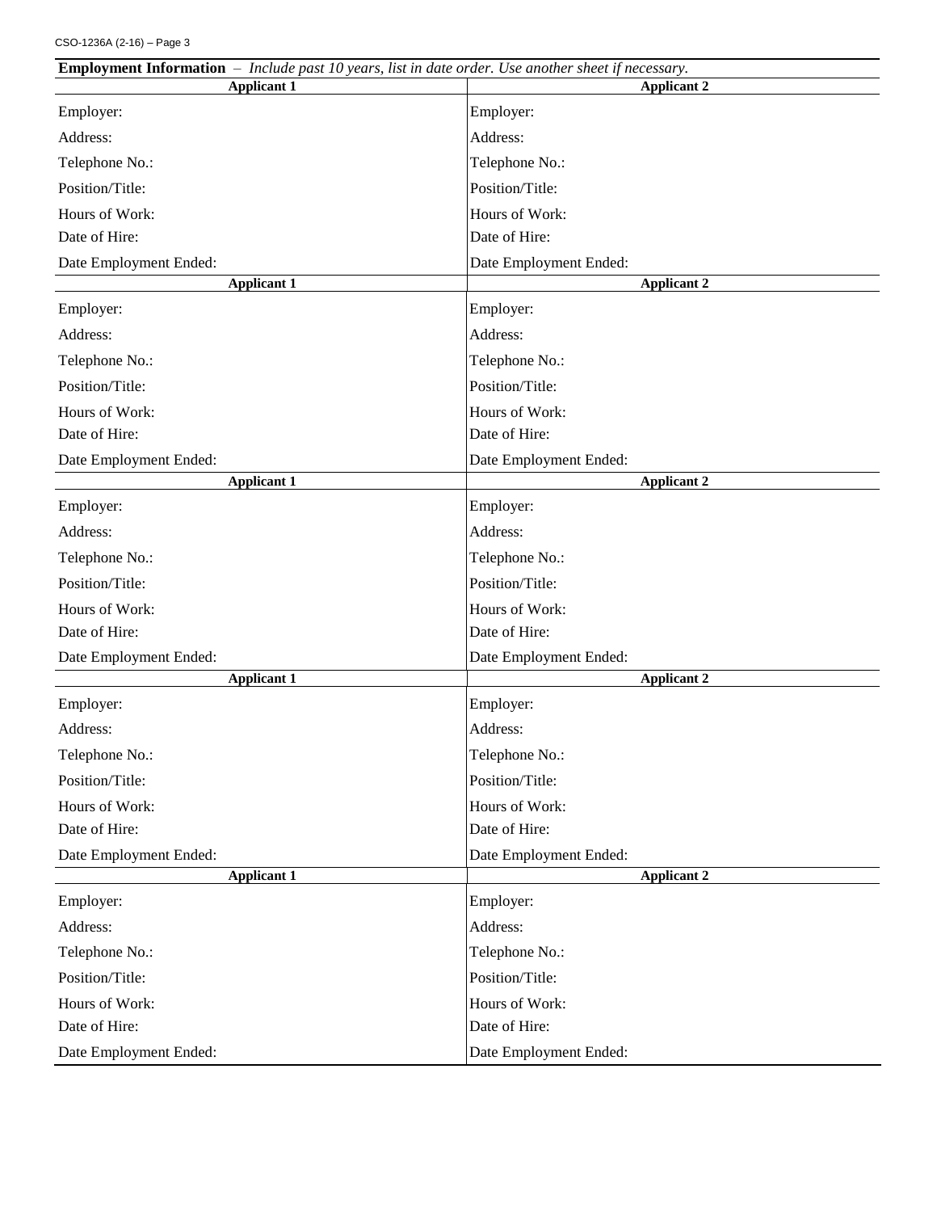**Employment Information** – *Include past 10 years, list in date order. Use another sheet if necessary.*

| Applicant 1 | Applicant 2 |
|---|---|
| Employer: | Employer: |
| Address: | Address: |
| Telephone No.: | Telephone No.: |
| Position/Title: | Position/Title: |
| Hours of Work: | Hours of Work: |
| Date of Hire: | Date of Hire: |
| Date Employment Ended: | Date Employment Ended: |

| Applicant 1 | Applicant 2 |
|---|---|
| Employer: | Employer: |
| Address: | Address: |
| Telephone No.: | Telephone No.: |
| Position/Title: | Position/Title: |
| Hours of Work: | Hours of Work: |
| Date of Hire: | Date of Hire: |
| Date Employment Ended: | Date Employment Ended: |

| Applicant 1 | Applicant 2 |
|---|---|
| Employer: | Employer: |
| Address: | Address: |
| Telephone No.: | Telephone No.: |
| Position/Title: | Position/Title: |
| Hours of Work: | Hours of Work: |
| Date of Hire: | Date of Hire: |
| Date Employment Ended: | Date Employment Ended: |

| Applicant 1 | Applicant 2 |
|---|---|
| Employer: | Employer: |
| Address: | Address: |
| Telephone No.: | Telephone No.: |
| Position/Title: | Position/Title: |
| Hours of Work: | Hours of Work: |
| Date of Hire: | Date of Hire: |
| Date Employment Ended: | Date Employment Ended: |

| Applicant 1 | Applicant 2 |
|---|---|
| Employer: | Employer: |
| Address: | Address: |
| Telephone No.: | Telephone No.: |
| Position/Title: | Position/Title: |
| Hours of Work: | Hours of Work: |
| Date of Hire: | Date of Hire: |
| Date Employment Ended: | Date Employment Ended: |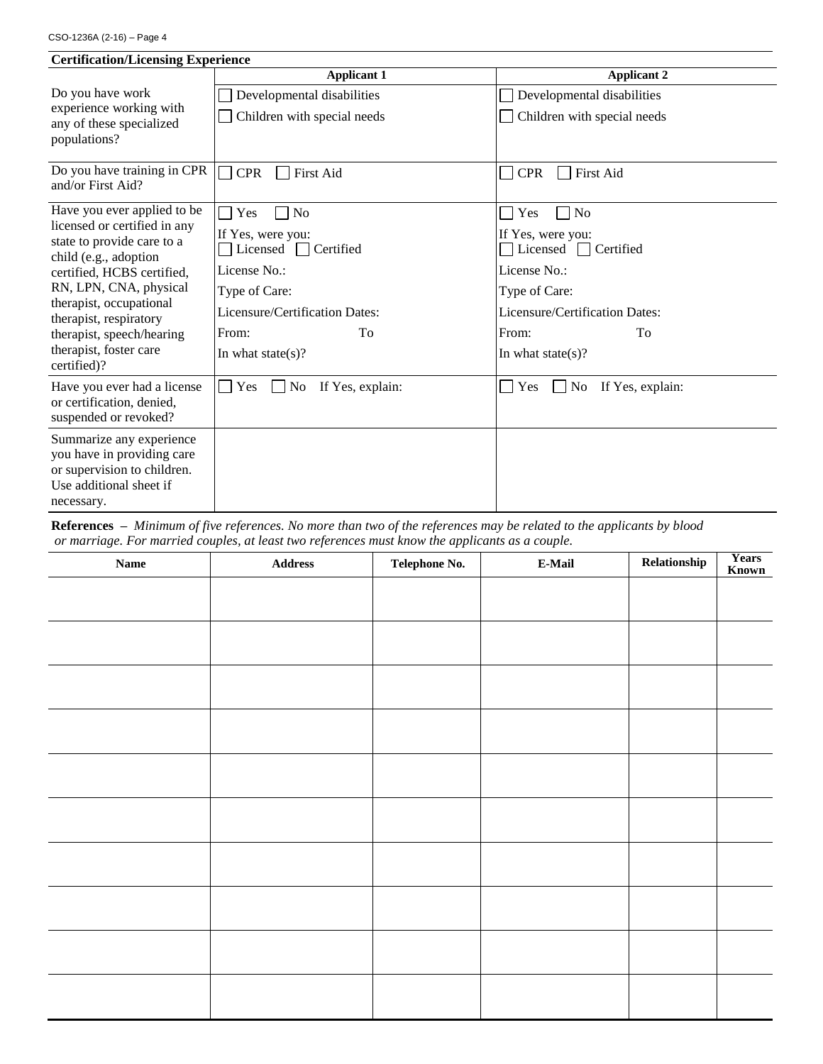## Certification/Licensing Experience

| | Applicant 1 | Applicant 2 |
|---|---|---|
| Do you have work experience working with any of these specialized populations? | ☐ Developmental disabilities<br>☐ Children with special needs | ☐ Developmental disabilities<br>☐ Children with special needs |
| Do you have training in CPR and/or First Aid? | ☐ CPR ☐ First Aid | ☐ CPR ☐ First Aid |
| Have you ever applied to be licensed or certified in any state to provide care to a child (e.g., adoption certified, HCBS certified, RN, LPN, CNA, physical therapist, occupational therapist, respiratory therapist, speech/hearing therapist, foster care certified)? | ☐ Yes ☐ No<br>If Yes, were you:<br>☐ Licensed ☐ Certified<br>License No.:<br>Type of Care:<br>Licensure/Certification Dates:<br>From: To<br>In what state(s)? | ☐ Yes ☐ No<br>If Yes, were you:<br>☐ Licensed ☐ Certified<br>License No.:<br>Type of Care:<br>Licensure/Certification Dates:<br>From: To<br>In what state(s)? |
| Have you ever had a license or certification, denied, suspended or revoked? | ☐ Yes ☐ No If Yes, explain: | ☐ Yes ☐ No If Yes, explain: |
| Summarize any experience you have in providing care or supervision to children. Use additional sheet if necessary. | | |

**References** – *Minimum of five references. No more than two of the references may be related to the applicants by blood or marriage. For married couples, at least two references must know the applicants as a couple.*

| Name | Address | Telephone No. | E-Mail | Relationship | Years Known |
|---|---|---|---|---|---|
| | | | | | |
| | | | | | |
| | | | | | |
| | | | | | |
| | | | | | |
| | | | | | |
| | | | | | |
| | | | | | |
| | | | | | |
| | | | | | |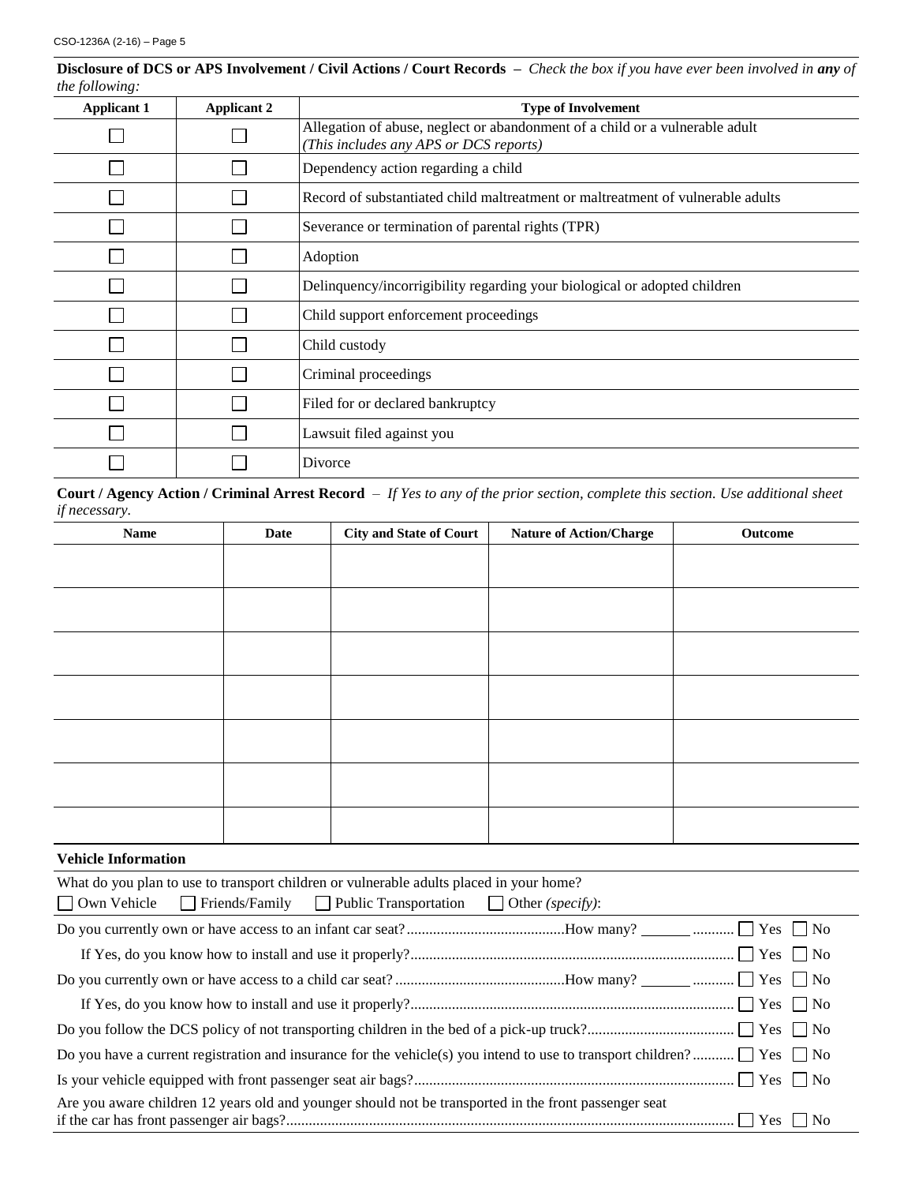**Disclosure of DCS or APS Involvement / Civil Actions / Court Records** – *Check the box if you have ever been involved in* ***any*** *of the following:*

| Applicant 1 | Applicant 2 | Type of Involvement |
|---|---|---|
| ☐ | ☐ | Allegation of abuse, neglect or abandonment of a child or a vulnerable adult *(This includes any APS or DCS reports)* |
| ☐ | ☐ | Dependency action regarding a child |
| ☐ | ☐ | Record of substantiated child maltreatment or maltreatment of vulnerable adults |
| ☐ | ☐ | Severance or termination of parental rights (TPR) |
| ☐ | ☐ | Adoption |
| ☐ | ☐ | Delinquency/incorrigibility regarding your biological or adopted children |
| ☐ | ☐ | Child support enforcement proceedings |
| ☐ | ☐ | Child custody |
| ☐ | ☐ | Criminal proceedings |
| ☐ | ☐ | Filed for or declared bankruptcy |
| ☐ | ☐ | Lawsuit filed against you |
| ☐ | ☐ | Divorce |

**Court / Agency Action / Criminal Arrest Record** – *If Yes to any of the prior section, complete this section. Use additional sheet if necessary.*

| Name | Date | City and State of Court | Nature of Action/Charge | Outcome |
|---|---|---|---|---|
| | | | | |
| | | | | |
| | | | | |
| | | | | |
| | | | | |
| | | | | |
| | | | | |

**Vehicle Information**

What do you plan to use to transport children or vulnerable adults placed in your home?

☐ Own Vehicle ☐ Friends/Family ☐ Public Transportation ☐ Other *(specify)*:

Do you currently own or have access to an infant car seat?..........................................How many? _______ ........... ☐ Yes ☐ No

If Yes, do you know how to install and use it properly?...................................................................................... ☐ Yes ☐ No

Do you currently own or have access to a child car seat? .............................................How many? _______ ........... ☐ Yes ☐ No

If Yes, do you know how to install and use it properly?...................................................................................... ☐ Yes ☐ No

Do you follow the DCS policy of not transporting children in the bed of a pick-up truck?....................................... ☐ Yes ☐ No

Do you have a current registration and insurance for the vehicle(s) you intend to use to transport children? ........... ☐ Yes ☐ No

Is your vehicle equipped with front passenger seat air bags?..................................................................................... ☐ Yes ☐ No

Are you aware children 12 years old and younger should not be transported in the front passenger seat if the car has front passenger air bags?....................................................................................................................... ☐ Yes ☐ No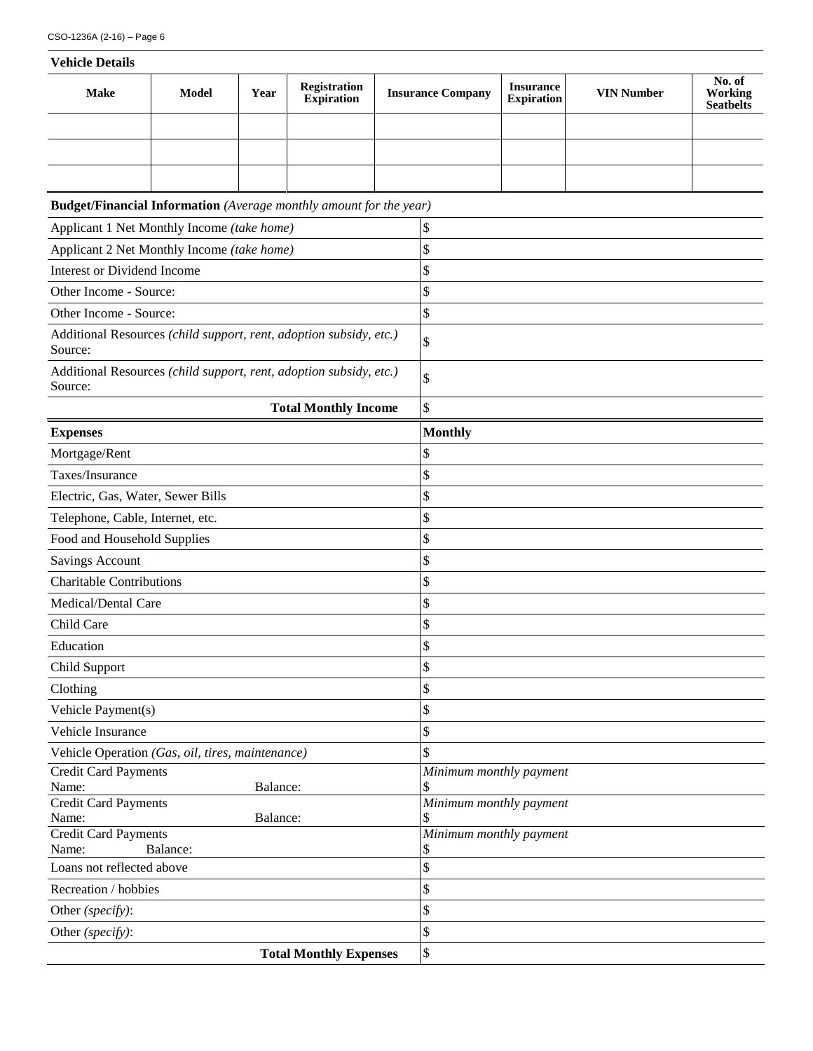### Vehicle Details

| Make | Model | Year | Registration Expiration | Insurance Company | Insurance Expiration | VIN Number | No. of Working Seatbelts |
|---|---|---|---|---|---|---|---|
| | | | | | | | |
| | | | | | | | |
| | | | | | | | |

**Budget/Financial Information** *(Average monthly amount for the year)*

| | |
|---|---|
| Applicant 1 Net Monthly Income *(take home)* | $ |
| Applicant 2 Net Monthly Income *(take home)* | $ |
| Interest or Dividend Income | $ |
| Other Income - Source: | $ |
| Other Income - Source: | $ |
| Additional Resources *(child support, rent, adoption subsidy, etc.)* Source: | $ |
| Additional Resources *(child support, rent, adoption subsidy, etc.)* Source: | $ |
| **Total Monthly Income** | $ |

| **Expenses** | **Monthly** |
|---|---|
| Mortgage/Rent | $ |
| Taxes/Insurance | $ |
| Electric, Gas, Water, Sewer Bills | $ |
| Telephone, Cable, Internet, etc. | $ |
| Food and Household Supplies | $ |
| Savings Account | $ |
| Charitable Contributions | $ |
| Medical/Dental Care | $ |
| Child Care | $ |
| Education | $ |
| Child Support | $ |
| Clothing | $ |
| Vehicle Payment(s) | $ |
| Vehicle Insurance | $ |
| Vehicle Operation *(Gas, oil, tires, maintenance)* | $ |
| Credit Card Payments<br>Name: Balance: | *Minimum monthly payment*<br>$ |
| Credit Card Payments<br>Name: Balance: | *Minimum monthly payment*<br>$ |
| Credit Card Payments<br>Name: Balance: | *Minimum monthly payment*<br>$ |
| Loans not reflected above | $ |
| Recreation / hobbies | $ |
| Other *(specify)*: | $ |
| Other *(specify)*: | $ |
| **Total Monthly Expenses** | $ |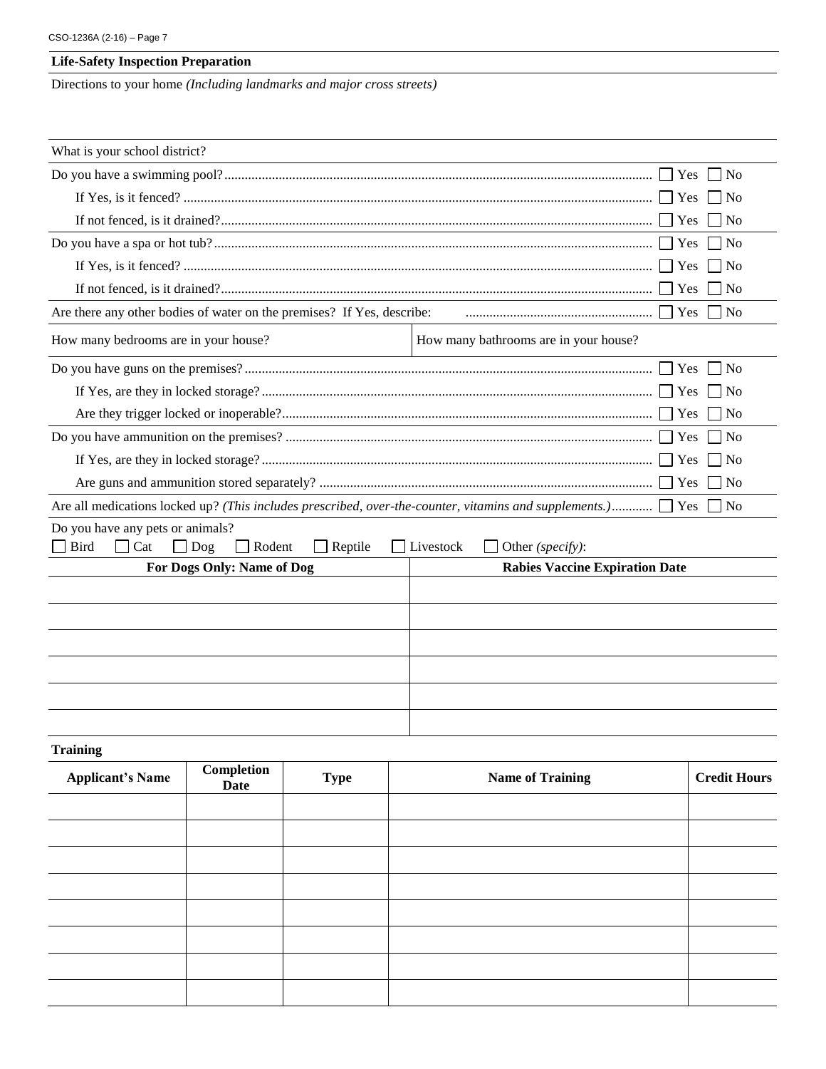## Life-Safety Inspection Preparation

Directions to your home *(Including landmarks and major cross streets)*

What is your school district?

Do you have a swimming pool? ☐ Yes ☐ No

- If Yes, is it fenced? ☐ Yes ☐ No
- If not fenced, is it drained? ☐ Yes ☐ No

Do you have a spa or hot tub? ☐ Yes ☐ No

- If Yes, is it fenced? ☐ Yes ☐ No
- If not fenced, is it drained? ☐ Yes ☐ No

Are there any other bodies of water on the premises? If Yes, describe: ☐ Yes ☐ No

How many bedrooms are in your house?

How many bathrooms are in your house?

Do you have guns on the premises? ☐ Yes ☐ No

- If Yes, are they in locked storage? ☐ Yes ☐ No
- Are they trigger locked or inoperable? ☐ Yes ☐ No

Do you have ammunition on the premises? ☐ Yes ☐ No

- If Yes, are they in locked storage? ☐ Yes ☐ No
- Are guns and ammunition stored separately? ☐ Yes ☐ No

Are all medications locked up? *(This includes prescribed, over-the-counter, vitamins and supplements.)* ☐ Yes ☐ No

Do you have any pets or animals?
☐ Bird ☐ Cat ☐ Dog ☐ Rodent ☐ Reptile ☐ Livestock ☐ Other *(specify)*:

| For Dogs Only: Name of Dog | Rabies Vaccine Expiration Date |
|---|---|
| | |
| | |
| | |
| | |
| | |
| | |

## Training

| Applicant's Name | Completion Date | Type | Name of Training | Credit Hours |
|---|---|---|---|---|
| | | | | |
| | | | | |
| | | | | |
| | | | | |
| | | | | |
| | | | | |
| | | | | |
| | | | | |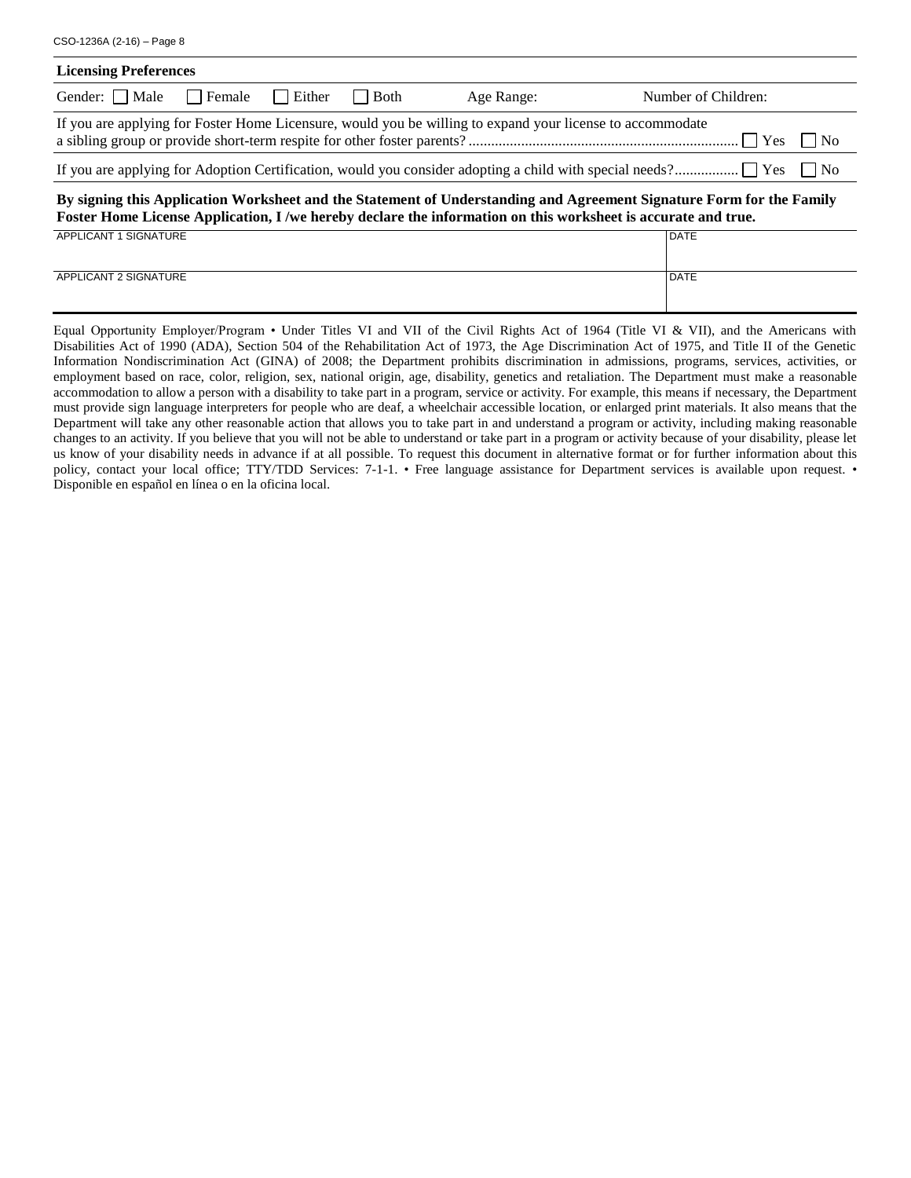## Licensing Preferences

Gender: ☐ Male ☐ Female ☐ Either ☐ Both Age Range: Number of Children:

If you are applying for Foster Home Licensure, would you be willing to expand your license to accommodate a sibling group or provide short-term respite for other foster parents? ☐ Yes ☐ No

If you are applying for Adoption Certification, would you consider adopting a child with special needs? ☐ Yes ☐ No

**By signing this Application Worksheet and the Statement of Understanding and Agreement Signature Form for the Family Foster Home License Application, I /we hereby declare the information on this worksheet is accurate and true.**

| APPLICANT 1 SIGNATURE | DATE |
| --- | --- |
| APPLICANT 2 SIGNATURE | DATE |

Equal Opportunity Employer/Program • Under Titles VI and VII of the Civil Rights Act of 1964 (Title VI & VII), and the Americans with Disabilities Act of 1990 (ADA), Section 504 of the Rehabilitation Act of 1973, the Age Discrimination Act of 1975, and Title II of the Genetic Information Nondiscrimination Act (GINA) of 2008; the Department prohibits discrimination in admissions, programs, services, activities, or employment based on race, color, religion, sex, national origin, age, disability, genetics and retaliation. The Department must make a reasonable accommodation to allow a person with a disability to take part in a program, service or activity. For example, this means if necessary, the Department must provide sign language interpreters for people who are deaf, a wheelchair accessible location, or enlarged print materials. It also means that the Department will take any other reasonable action that allows you to take part in and understand a program or activity, including making reasonable changes to an activity. If you believe that you will not be able to understand or take part in a program or activity because of your disability, please let us know of your disability needs in advance if at all possible. To request this document in alternative format or for further information about this policy, contact your local office; TTY/TDD Services: 7-1-1. • Free language assistance for Department services is available upon request. • Disponible en español en línea o en la oficina local.